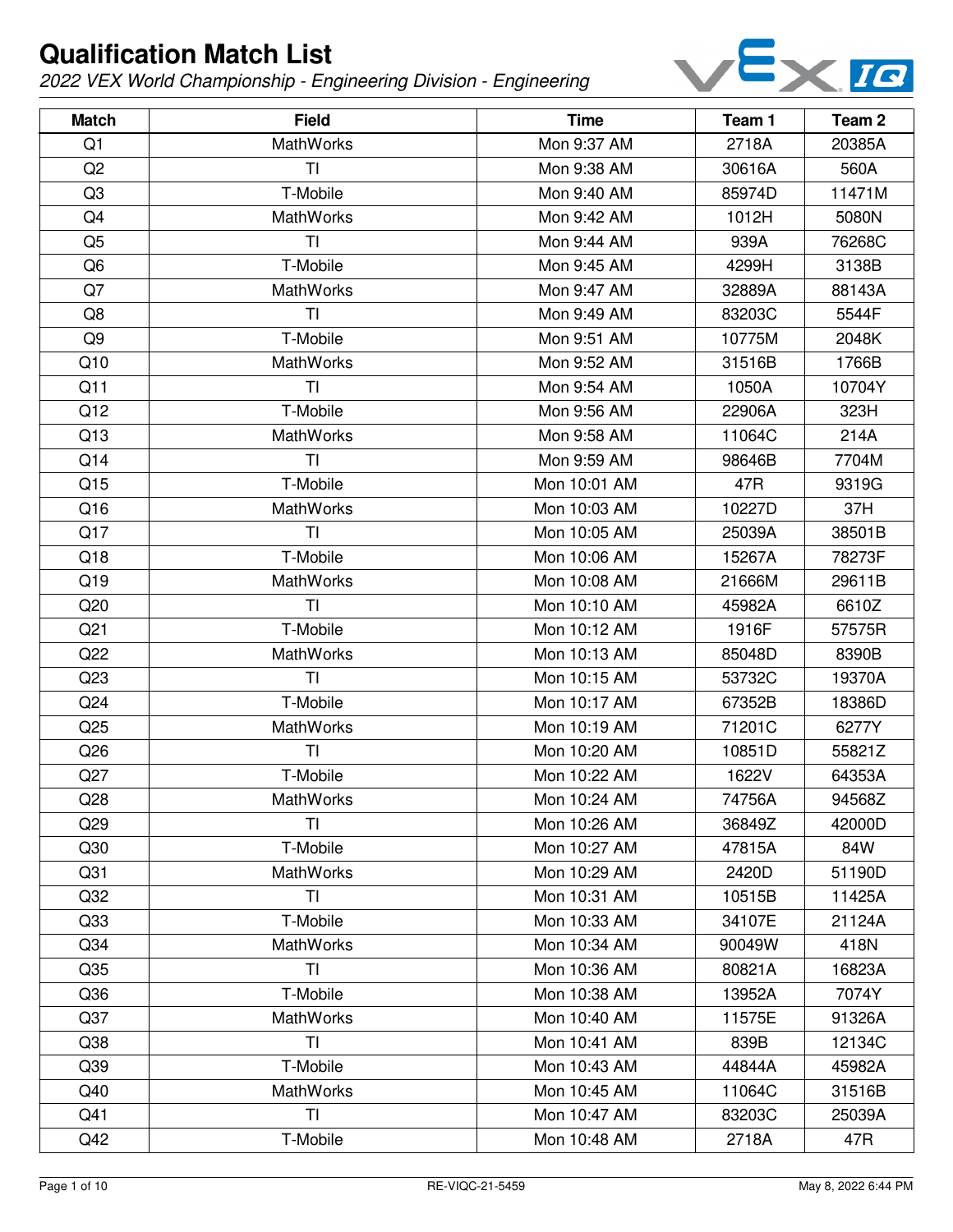# Qualification Match List

*2022 VEX World Championship - Engineering Division - Engineering*

| Match | Field | Time | Team 1 | Team 2 |
|---|---|---|---|---|
| Q1 | MathWorks | Mon 9:37 AM | 2718A | 20385A |
| Q2 | TI | Mon 9:38 AM | 30616A | 560A |
| Q3 | T-Mobile | Mon 9:40 AM | 85974D | 11471M |
| Q4 | MathWorks | Mon 9:42 AM | 1012H | 5080N |
| Q5 | TI | Mon 9:44 AM | 939A | 76268C |
| Q6 | T-Mobile | Mon 9:45 AM | 4299H | 3138B |
| Q7 | MathWorks | Mon 9:47 AM | 32889A | 88143A |
| Q8 | TI | Mon 9:49 AM | 83203C | 5544F |
| Q9 | T-Mobile | Mon 9:51 AM | 10775M | 2048K |
| Q10 | MathWorks | Mon 9:52 AM | 31516B | 1766B |
| Q11 | TI | Mon 9:54 AM | 1050A | 10704Y |
| Q12 | T-Mobile | Mon 9:56 AM | 22906A | 323H |
| Q13 | MathWorks | Mon 9:58 AM | 11064C | 214A |
| Q14 | TI | Mon 9:59 AM | 98646B | 7704M |
| Q15 | T-Mobile | Mon 10:01 AM | 47R | 9319G |
| Q16 | MathWorks | Mon 10:03 AM | 10227D | 37H |
| Q17 | TI | Mon 10:05 AM | 25039A | 38501B |
| Q18 | T-Mobile | Mon 10:06 AM | 15267A | 78273F |
| Q19 | MathWorks | Mon 10:08 AM | 21666M | 29611B |
| Q20 | TI | Mon 10:10 AM | 45982A | 6610Z |
| Q21 | T-Mobile | Mon 10:12 AM | 1916F | 57575R |
| Q22 | MathWorks | Mon 10:13 AM | 85048D | 8390B |
| Q23 | TI | Mon 10:15 AM | 53732C | 19370A |
| Q24 | T-Mobile | Mon 10:17 AM | 67352B | 18386D |
| Q25 | MathWorks | Mon 10:19 AM | 71201C | 6277Y |
| Q26 | TI | Mon 10:20 AM | 10851D | 55821Z |
| Q27 | T-Mobile | Mon 10:22 AM | 1622V | 64353A |
| Q28 | MathWorks | Mon 10:24 AM | 74756A | 94568Z |
| Q29 | TI | Mon 10:26 AM | 36849Z | 42000D |
| Q30 | T-Mobile | Mon 10:27 AM | 47815A | 84W |
| Q31 | MathWorks | Mon 10:29 AM | 2420D | 51190D |
| Q32 | TI | Mon 10:31 AM | 10515B | 11425A |
| Q33 | T-Mobile | Mon 10:33 AM | 34107E | 21124A |
| Q34 | MathWorks | Mon 10:34 AM | 90049W | 418N |
| Q35 | TI | Mon 10:36 AM | 80821A | 16823A |
| Q36 | T-Mobile | Mon 10:38 AM | 13952A | 7074Y |
| Q37 | MathWorks | Mon 10:40 AM | 11575E | 91326A |
| Q38 | TI | Mon 10:41 AM | 839B | 12134C |
| Q39 | T-Mobile | Mon 10:43 AM | 44844A | 45982A |
| Q40 | MathWorks | Mon 10:45 AM | 11064C | 31516B |
| Q41 | TI | Mon 10:47 AM | 83203C | 25039A |
| Q42 | T-Mobile | Mon 10:48 AM | 2718A | 47R |

RE-VIQC-21-5459

May 8, 2022 6:44 PM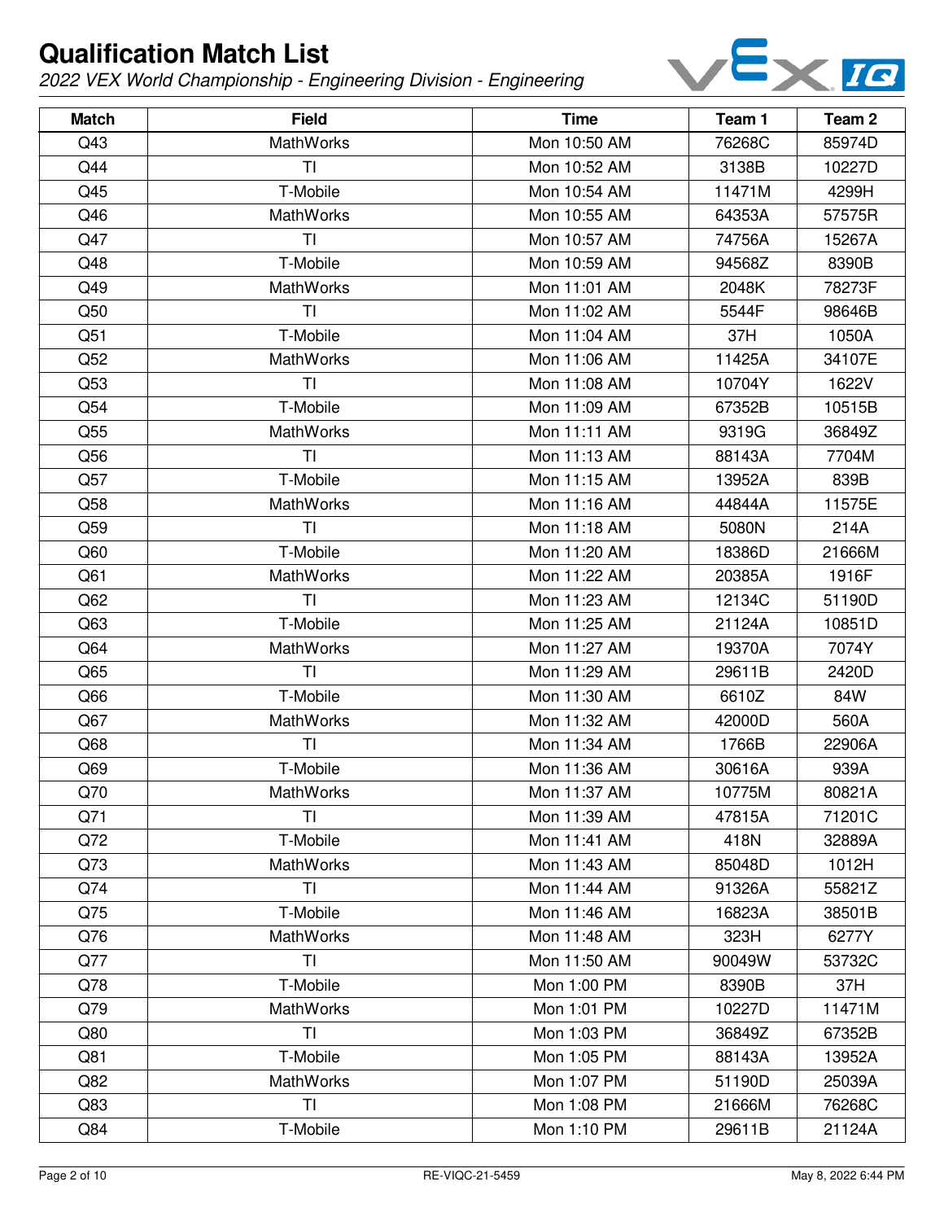# Qualification Match List

*2022 VEX World Championship - Engineering Division - Engineering*

| Match | Field | Time | Team 1 | Team 2 |
|---|---|---|---|---|
| Q43 | MathWorks | Mon 10:50 AM | 76268C | 85974D |
| Q44 | TI | Mon 10:52 AM | 3138B | 10227D |
| Q45 | T-Mobile | Mon 10:54 AM | 11471M | 4299H |
| Q46 | MathWorks | Mon 10:55 AM | 64353A | 57575R |
| Q47 | TI | Mon 10:57 AM | 74756A | 15267A |
| Q48 | T-Mobile | Mon 10:59 AM | 94568Z | 8390B |
| Q49 | MathWorks | Mon 11:01 AM | 2048K | 78273F |
| Q50 | TI | Mon 11:02 AM | 5544F | 98646B |
| Q51 | T-Mobile | Mon 11:04 AM | 37H | 1050A |
| Q52 | MathWorks | Mon 11:06 AM | 11425A | 34107E |
| Q53 | TI | Mon 11:08 AM | 10704Y | 1622V |
| Q54 | T-Mobile | Mon 11:09 AM | 67352B | 10515B |
| Q55 | MathWorks | Mon 11:11 AM | 9319G | 36849Z |
| Q56 | TI | Mon 11:13 AM | 88143A | 7704M |
| Q57 | T-Mobile | Mon 11:15 AM | 13952A | 839B |
| Q58 | MathWorks | Mon 11:16 AM | 44844A | 11575E |
| Q59 | TI | Mon 11:18 AM | 5080N | 214A |
| Q60 | T-Mobile | Mon 11:20 AM | 18386D | 21666M |
| Q61 | MathWorks | Mon 11:22 AM | 20385A | 1916F |
| Q62 | TI | Mon 11:23 AM | 12134C | 51190D |
| Q63 | T-Mobile | Mon 11:25 AM | 21124A | 10851D |
| Q64 | MathWorks | Mon 11:27 AM | 19370A | 7074Y |
| Q65 | TI | Mon 11:29 AM | 29611B | 2420D |
| Q66 | T-Mobile | Mon 11:30 AM | 6610Z | 84W |
| Q67 | MathWorks | Mon 11:32 AM | 42000D | 560A |
| Q68 | TI | Mon 11:34 AM | 1766B | 22906A |
| Q69 | T-Mobile | Mon 11:36 AM | 30616A | 939A |
| Q70 | MathWorks | Mon 11:37 AM | 10775M | 80821A |
| Q71 | TI | Mon 11:39 AM | 47815A | 71201C |
| Q72 | T-Mobile | Mon 11:41 AM | 418N | 32889A |
| Q73 | MathWorks | Mon 11:43 AM | 85048D | 1012H |
| Q74 | TI | Mon 11:44 AM | 91326A | 55821Z |
| Q75 | T-Mobile | Mon 11:46 AM | 16823A | 38501B |
| Q76 | MathWorks | Mon 11:48 AM | 323H | 6277Y |
| Q77 | TI | Mon 11:50 AM | 90049W | 53732C |
| Q78 | T-Mobile | Mon 1:00 PM | 8390B | 37H |
| Q79 | MathWorks | Mon 1:01 PM | 10227D | 11471M |
| Q80 | TI | Mon 1:03 PM | 36849Z | 67352B |
| Q81 | T-Mobile | Mon 1:05 PM | 88143A | 13952A |
| Q82 | MathWorks | Mon 1:07 PM | 51190D | 25039A |
| Q83 | TI | Mon 1:08 PM | 21666M | 76268C |
| Q84 | T-Mobile | Mon 1:10 PM | 29611B | 21124A |

RE-VIQC-21-5459 May 8, 2022 6:44 PM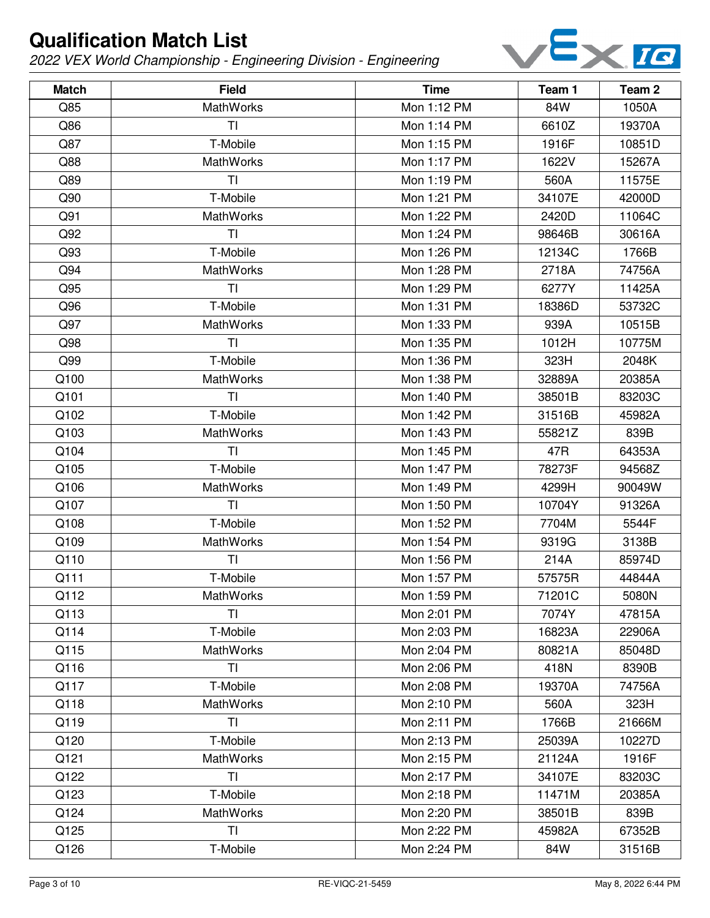# Qualification Match List

*2022 VEX World Championship - Engineering Division - Engineering*

| Match | Field | Time | Team 1 | Team 2 |
|---|---|---|---|---|
| Q85 | MathWorks | Mon 1:12 PM | 84W | 1050A |
| Q86 | TI | Mon 1:14 PM | 6610Z | 19370A |
| Q87 | T-Mobile | Mon 1:15 PM | 1916F | 10851D |
| Q88 | MathWorks | Mon 1:17 PM | 1622V | 15267A |
| Q89 | TI | Mon 1:19 PM | 560A | 11575E |
| Q90 | T-Mobile | Mon 1:21 PM | 34107E | 42000D |
| Q91 | MathWorks | Mon 1:22 PM | 2420D | 11064C |
| Q92 | TI | Mon 1:24 PM | 98646B | 30616A |
| Q93 | T-Mobile | Mon 1:26 PM | 12134C | 1766B |
| Q94 | MathWorks | Mon 1:28 PM | 2718A | 74756A |
| Q95 | TI | Mon 1:29 PM | 6277Y | 11425A |
| Q96 | T-Mobile | Mon 1:31 PM | 18386D | 53732C |
| Q97 | MathWorks | Mon 1:33 PM | 939A | 10515B |
| Q98 | TI | Mon 1:35 PM | 1012H | 10775M |
| Q99 | T-Mobile | Mon 1:36 PM | 323H | 2048K |
| Q100 | MathWorks | Mon 1:38 PM | 32889A | 20385A |
| Q101 | TI | Mon 1:40 PM | 38501B | 83203C |
| Q102 | T-Mobile | Mon 1:42 PM | 31516B | 45982A |
| Q103 | MathWorks | Mon 1:43 PM | 55821Z | 839B |
| Q104 | TI | Mon 1:45 PM | 47R | 64353A |
| Q105 | T-Mobile | Mon 1:47 PM | 78273F | 94568Z |
| Q106 | MathWorks | Mon 1:49 PM | 4299H | 90049W |
| Q107 | TI | Mon 1:50 PM | 10704Y | 91326A |
| Q108 | T-Mobile | Mon 1:52 PM | 7704M | 5544F |
| Q109 | MathWorks | Mon 1:54 PM | 9319G | 3138B |
| Q110 | TI | Mon 1:56 PM | 214A | 85974D |
| Q111 | T-Mobile | Mon 1:57 PM | 57575R | 44844A |
| Q112 | MathWorks | Mon 1:59 PM | 71201C | 5080N |
| Q113 | TI | Mon 2:01 PM | 7074Y | 47815A |
| Q114 | T-Mobile | Mon 2:03 PM | 16823A | 22906A |
| Q115 | MathWorks | Mon 2:04 PM | 80821A | 85048D |
| Q116 | TI | Mon 2:06 PM | 418N | 8390B |
| Q117 | T-Mobile | Mon 2:08 PM | 19370A | 74756A |
| Q118 | MathWorks | Mon 2:10 PM | 560A | 323H |
| Q119 | TI | Mon 2:11 PM | 1766B | 21666M |
| Q120 | T-Mobile | Mon 2:13 PM | 25039A | 10227D |
| Q121 | MathWorks | Mon 2:15 PM | 21124A | 1916F |
| Q122 | TI | Mon 2:17 PM | 34107E | 83203C |
| Q123 | T-Mobile | Mon 2:18 PM | 11471M | 20385A |
| Q124 | MathWorks | Mon 2:20 PM | 38501B | 839B |
| Q125 | TI | Mon 2:22 PM | 45982A | 67352B |
| Q126 | T-Mobile | Mon 2:24 PM | 84W | 31516B |

RE-VIQC-21-5459

May 8, 2022 6:44 PM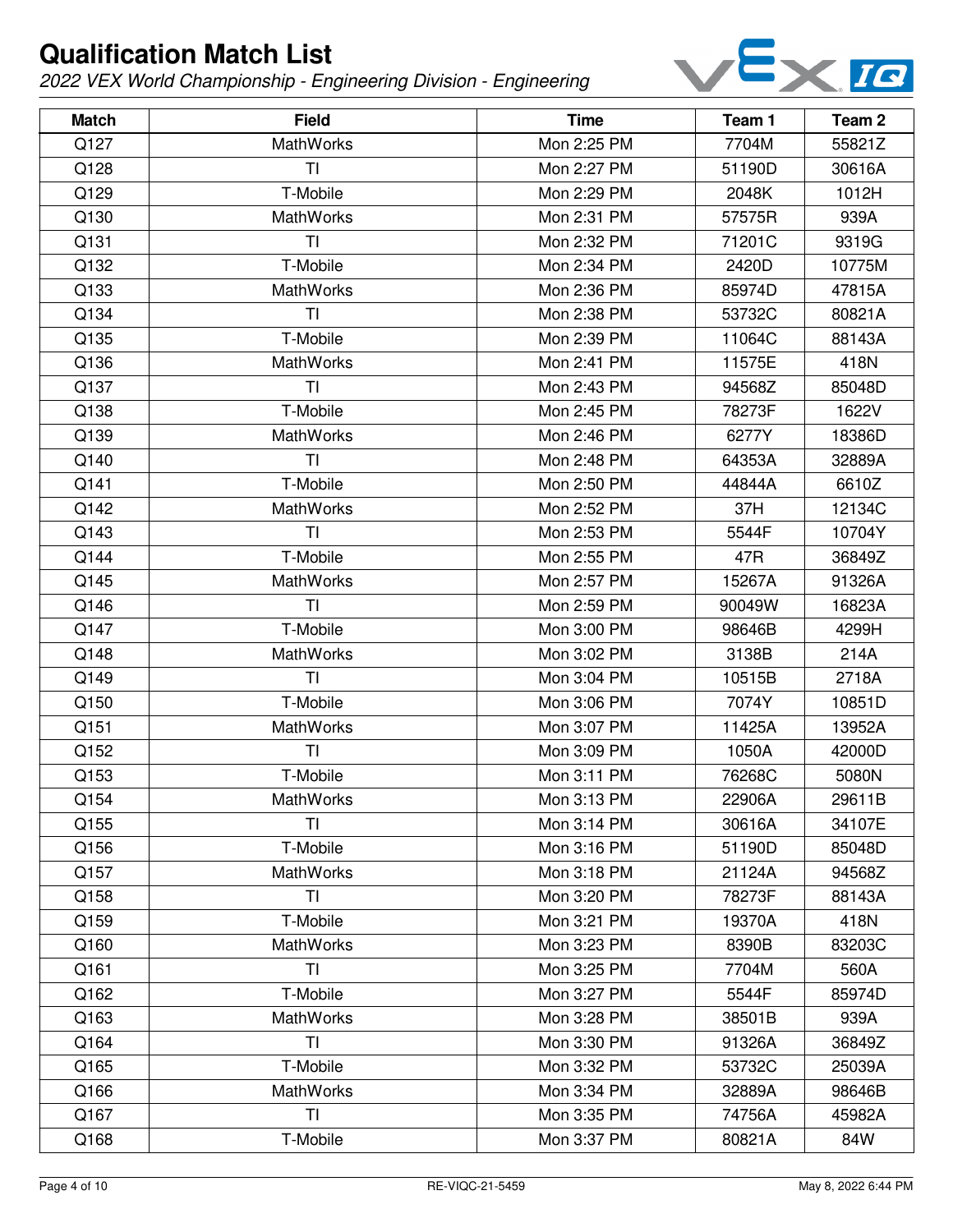# Qualification Match List

*2022 VEX World Championship - Engineering Division - Engineering*

| Match | Field | Time | Team 1 | Team 2 |
|---|---|---|---|---|
| Q127 | MathWorks | Mon 2:25 PM | 7704M | 55821Z |
| Q128 | TI | Mon 2:27 PM | 51190D | 30616A |
| Q129 | T-Mobile | Mon 2:29 PM | 2048K | 1012H |
| Q130 | MathWorks | Mon 2:31 PM | 57575R | 939A |
| Q131 | TI | Mon 2:32 PM | 71201C | 9319G |
| Q132 | T-Mobile | Mon 2:34 PM | 2420D | 10775M |
| Q133 | MathWorks | Mon 2:36 PM | 85974D | 47815A |
| Q134 | TI | Mon 2:38 PM | 53732C | 80821A |
| Q135 | T-Mobile | Mon 2:39 PM | 11064C | 88143A |
| Q136 | MathWorks | Mon 2:41 PM | 11575E | 418N |
| Q137 | TI | Mon 2:43 PM | 94568Z | 85048D |
| Q138 | T-Mobile | Mon 2:45 PM | 78273F | 1622V |
| Q139 | MathWorks | Mon 2:46 PM | 6277Y | 18386D |
| Q140 | TI | Mon 2:48 PM | 64353A | 32889A |
| Q141 | T-Mobile | Mon 2:50 PM | 44844A | 6610Z |
| Q142 | MathWorks | Mon 2:52 PM | 37H | 12134C |
| Q143 | TI | Mon 2:53 PM | 5544F | 10704Y |
| Q144 | T-Mobile | Mon 2:55 PM | 47R | 36849Z |
| Q145 | MathWorks | Mon 2:57 PM | 15267A | 91326A |
| Q146 | TI | Mon 2:59 PM | 90049W | 16823A |
| Q147 | T-Mobile | Mon 3:00 PM | 98646B | 4299H |
| Q148 | MathWorks | Mon 3:02 PM | 3138B | 214A |
| Q149 | TI | Mon 3:04 PM | 10515B | 2718A |
| Q150 | T-Mobile | Mon 3:06 PM | 7074Y | 10851D |
| Q151 | MathWorks | Mon 3:07 PM | 11425A | 13952A |
| Q152 | TI | Mon 3:09 PM | 1050A | 42000D |
| Q153 | T-Mobile | Mon 3:11 PM | 76268C | 5080N |
| Q154 | MathWorks | Mon 3:13 PM | 22906A | 29611B |
| Q155 | TI | Mon 3:14 PM | 30616A | 34107E |
| Q156 | T-Mobile | Mon 3:16 PM | 51190D | 85048D |
| Q157 | MathWorks | Mon 3:18 PM | 21124A | 94568Z |
| Q158 | TI | Mon 3:20 PM | 78273F | 88143A |
| Q159 | T-Mobile | Mon 3:21 PM | 19370A | 418N |
| Q160 | MathWorks | Mon 3:23 PM | 8390B | 83203C |
| Q161 | TI | Mon 3:25 PM | 7704M | 560A |
| Q162 | T-Mobile | Mon 3:27 PM | 5544F | 85974D |
| Q163 | MathWorks | Mon 3:28 PM | 38501B | 939A |
| Q164 | TI | Mon 3:30 PM | 91326A | 36849Z |
| Q165 | T-Mobile | Mon 3:32 PM | 53732C | 25039A |
| Q166 | MathWorks | Mon 3:34 PM | 32889A | 98646B |
| Q167 | TI | Mon 3:35 PM | 74756A | 45982A |
| Q168 | T-Mobile | Mon 3:37 PM | 80821A | 84W |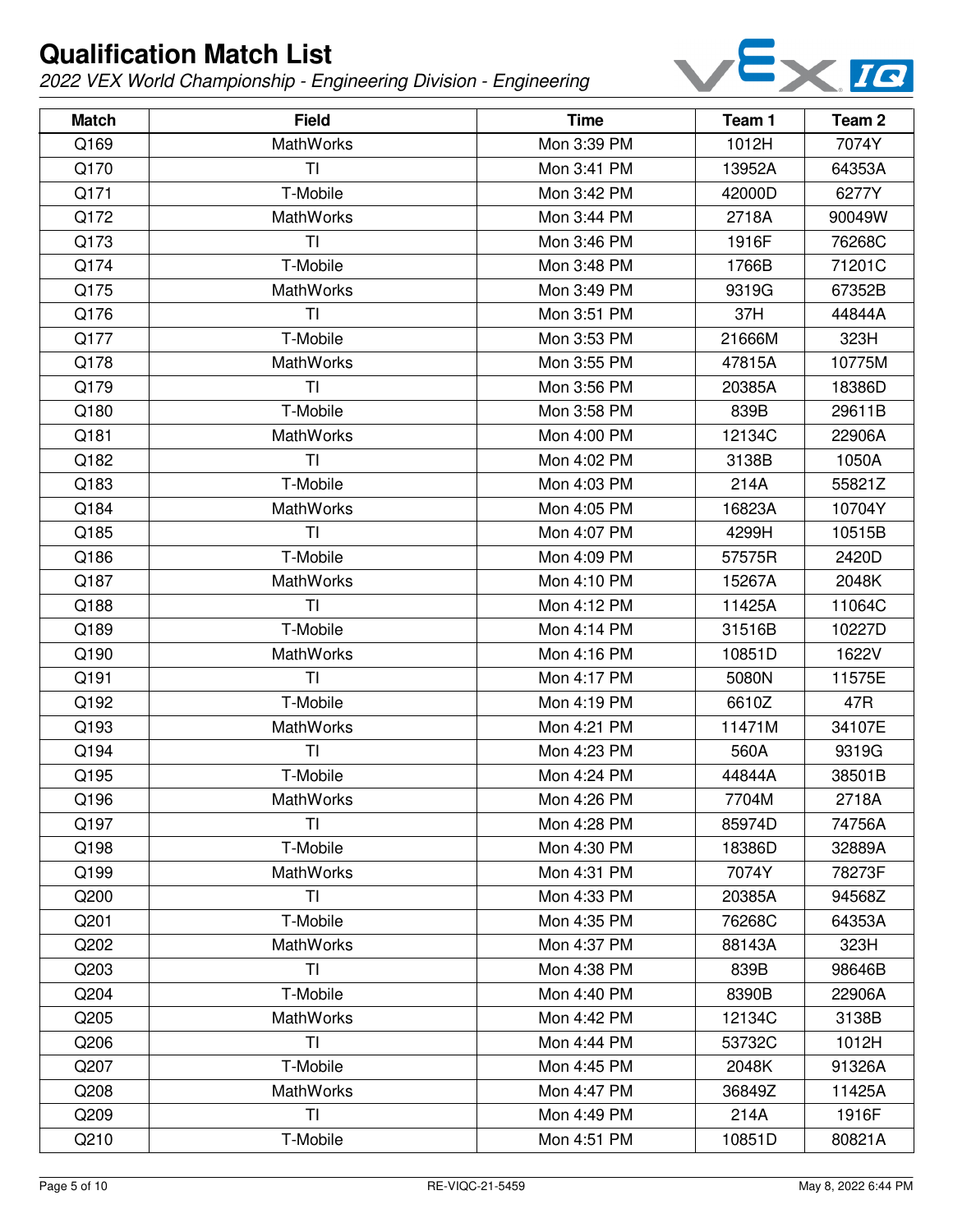# Qualification Match List

*2022 VEX World Championship - Engineering Division - Engineering*

| Match | Field | Time | Team 1 | Team 2 |
|---|---|---|---|---|
| Q169 | MathWorks | Mon 3:39 PM | 1012H | 7074Y |
| Q170 | TI | Mon 3:41 PM | 13952A | 64353A |
| Q171 | T-Mobile | Mon 3:42 PM | 42000D | 6277Y |
| Q172 | MathWorks | Mon 3:44 PM | 2718A | 90049W |
| Q173 | TI | Mon 3:46 PM | 1916F | 76268C |
| Q174 | T-Mobile | Mon 3:48 PM | 1766B | 71201C |
| Q175 | MathWorks | Mon 3:49 PM | 9319G | 67352B |
| Q176 | TI | Mon 3:51 PM | 37H | 44844A |
| Q177 | T-Mobile | Mon 3:53 PM | 21666M | 323H |
| Q178 | MathWorks | Mon 3:55 PM | 47815A | 10775M |
| Q179 | TI | Mon 3:56 PM | 20385A | 18386D |
| Q180 | T-Mobile | Mon 3:58 PM | 839B | 29611B |
| Q181 | MathWorks | Mon 4:00 PM | 12134C | 22906A |
| Q182 | TI | Mon 4:02 PM | 3138B | 1050A |
| Q183 | T-Mobile | Mon 4:03 PM | 214A | 55821Z |
| Q184 | MathWorks | Mon 4:05 PM | 16823A | 10704Y |
| Q185 | TI | Mon 4:07 PM | 4299H | 10515B |
| Q186 | T-Mobile | Mon 4:09 PM | 57575R | 2420D |
| Q187 | MathWorks | Mon 4:10 PM | 15267A | 2048K |
| Q188 | TI | Mon 4:12 PM | 11425A | 11064C |
| Q189 | T-Mobile | Mon 4:14 PM | 31516B | 10227D |
| Q190 | MathWorks | Mon 4:16 PM | 10851D | 1622V |
| Q191 | TI | Mon 4:17 PM | 5080N | 11575E |
| Q192 | T-Mobile | Mon 4:19 PM | 6610Z | 47R |
| Q193 | MathWorks | Mon 4:21 PM | 11471M | 34107E |
| Q194 | TI | Mon 4:23 PM | 560A | 9319G |
| Q195 | T-Mobile | Mon 4:24 PM | 44844A | 38501B |
| Q196 | MathWorks | Mon 4:26 PM | 7704M | 2718A |
| Q197 | TI | Mon 4:28 PM | 85974D | 74756A |
| Q198 | T-Mobile | Mon 4:30 PM | 18386D | 32889A |
| Q199 | MathWorks | Mon 4:31 PM | 7074Y | 78273F |
| Q200 | TI | Mon 4:33 PM | 20385A | 94568Z |
| Q201 | T-Mobile | Mon 4:35 PM | 76268C | 64353A |
| Q202 | MathWorks | Mon 4:37 PM | 88143A | 323H |
| Q203 | TI | Mon 4:38 PM | 839B | 98646B |
| Q204 | T-Mobile | Mon 4:40 PM | 8390B | 22906A |
| Q205 | MathWorks | Mon 4:42 PM | 12134C | 3138B |
| Q206 | TI | Mon 4:44 PM | 53732C | 1012H |
| Q207 | T-Mobile | Mon 4:45 PM | 2048K | 91326A |
| Q208 | MathWorks | Mon 4:47 PM | 36849Z | 11425A |
| Q209 | TI | Mon 4:49 PM | 214A | 1916F |
| Q210 | T-Mobile | Mon 4:51 PM | 10851D | 80821A |

RE-VIQC-21-5459

May 8, 2022 6:44 PM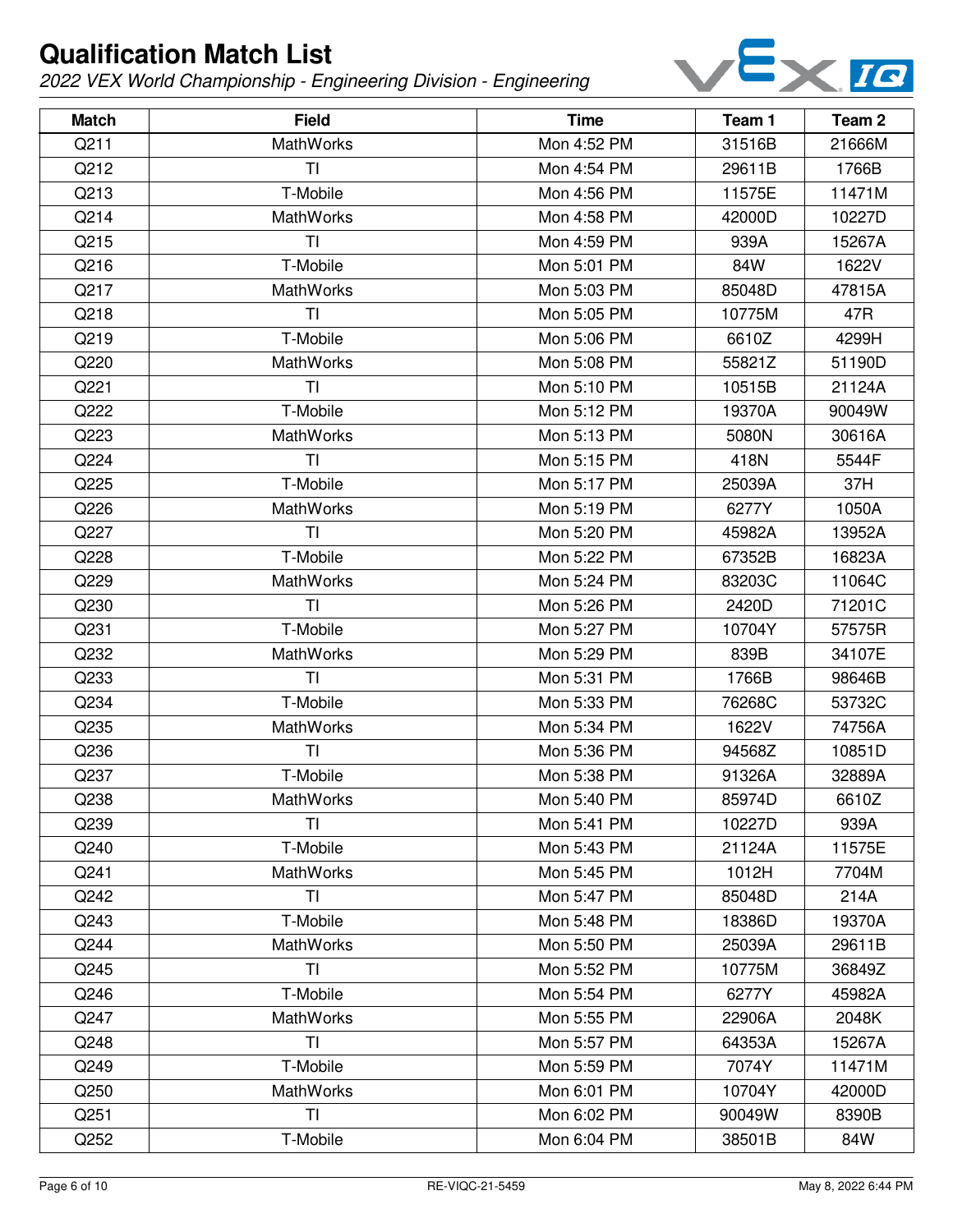# Qualification Match List

*2022 VEX World Championship - Engineering Division - Engineering*

| Match | Field | Time | Team 1 | Team 2 |
|---|---|---|---|---|
| Q211 | MathWorks | Mon 4:52 PM | 31516B | 21666M |
| Q212 | TI | Mon 4:54 PM | 29611B | 1766B |
| Q213 | T-Mobile | Mon 4:56 PM | 11575E | 11471M |
| Q214 | MathWorks | Mon 4:58 PM | 42000D | 10227D |
| Q215 | TI | Mon 4:59 PM | 939A | 15267A |
| Q216 | T-Mobile | Mon 5:01 PM | 84W | 1622V |
| Q217 | MathWorks | Mon 5:03 PM | 85048D | 47815A |
| Q218 | TI | Mon 5:05 PM | 10775M | 47R |
| Q219 | T-Mobile | Mon 5:06 PM | 6610Z | 4299H |
| Q220 | MathWorks | Mon 5:08 PM | 55821Z | 51190D |
| Q221 | TI | Mon 5:10 PM | 10515B | 21124A |
| Q222 | T-Mobile | Mon 5:12 PM | 19370A | 90049W |
| Q223 | MathWorks | Mon 5:13 PM | 5080N | 30616A |
| Q224 | TI | Mon 5:15 PM | 418N | 5544F |
| Q225 | T-Mobile | Mon 5:17 PM | 25039A | 37H |
| Q226 | MathWorks | Mon 5:19 PM | 6277Y | 1050A |
| Q227 | TI | Mon 5:20 PM | 45982A | 13952A |
| Q228 | T-Mobile | Mon 5:22 PM | 67352B | 16823A |
| Q229 | MathWorks | Mon 5:24 PM | 83203C | 11064C |
| Q230 | TI | Mon 5:26 PM | 2420D | 71201C |
| Q231 | T-Mobile | Mon 5:27 PM | 10704Y | 57575R |
| Q232 | MathWorks | Mon 5:29 PM | 839B | 34107E |
| Q233 | TI | Mon 5:31 PM | 1766B | 98646B |
| Q234 | T-Mobile | Mon 5:33 PM | 76268C | 53732C |
| Q235 | MathWorks | Mon 5:34 PM | 1622V | 74756A |
| Q236 | TI | Mon 5:36 PM | 94568Z | 10851D |
| Q237 | T-Mobile | Mon 5:38 PM | 91326A | 32889A |
| Q238 | MathWorks | Mon 5:40 PM | 85974D | 6610Z |
| Q239 | TI | Mon 5:41 PM | 10227D | 939A |
| Q240 | T-Mobile | Mon 5:43 PM | 21124A | 11575E |
| Q241 | MathWorks | Mon 5:45 PM | 1012H | 7704M |
| Q242 | TI | Mon 5:47 PM | 85048D | 214A |
| Q243 | T-Mobile | Mon 5:48 PM | 18386D | 19370A |
| Q244 | MathWorks | Mon 5:50 PM | 25039A | 29611B |
| Q245 | TI | Mon 5:52 PM | 10775M | 36849Z |
| Q246 | T-Mobile | Mon 5:54 PM | 6277Y | 45982A |
| Q247 | MathWorks | Mon 5:55 PM | 22906A | 2048K |
| Q248 | TI | Mon 5:57 PM | 64353A | 15267A |
| Q249 | T-Mobile | Mon 5:59 PM | 7074Y | 11471M |
| Q250 | MathWorks | Mon 6:01 PM | 10704Y | 42000D |
| Q251 | TI | Mon 6:02 PM | 90049W | 8390B |
| Q252 | T-Mobile | Mon 6:04 PM | 38501B | 84W |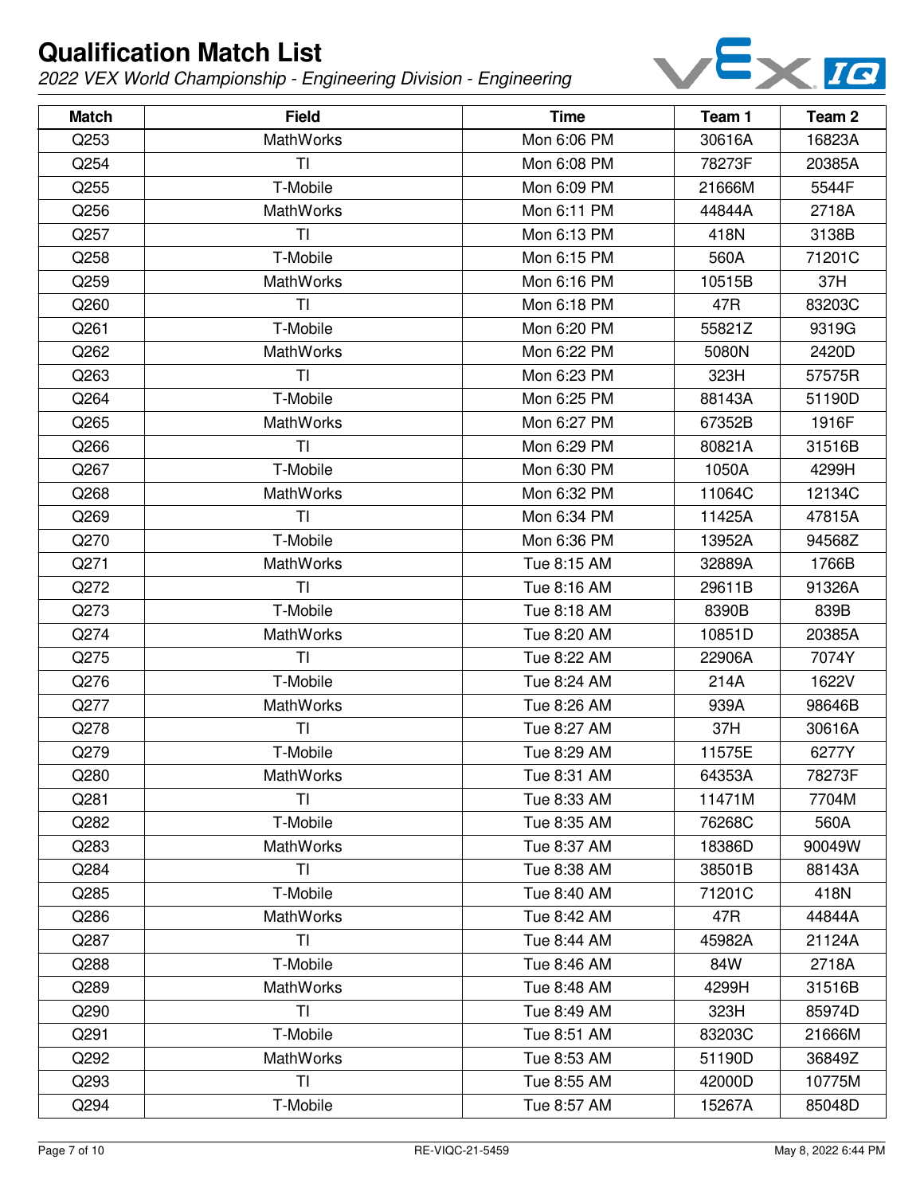# Qualification Match List

*2022 VEX World Championship - Engineering Division - Engineering*

| Match | Field | Time | Team 1 | Team 2 |
|---|---|---|---|---|
| Q253 | MathWorks | Mon 6:06 PM | 30616A | 16823A |
| Q254 | TI | Mon 6:08 PM | 78273F | 20385A |
| Q255 | T-Mobile | Mon 6:09 PM | 21666M | 5544F |
| Q256 | MathWorks | Mon 6:11 PM | 44844A | 2718A |
| Q257 | TI | Mon 6:13 PM | 418N | 3138B |
| Q258 | T-Mobile | Mon 6:15 PM | 560A | 71201C |
| Q259 | MathWorks | Mon 6:16 PM | 10515B | 37H |
| Q260 | TI | Mon 6:18 PM | 47R | 83203C |
| Q261 | T-Mobile | Mon 6:20 PM | 55821Z | 9319G |
| Q262 | MathWorks | Mon 6:22 PM | 5080N | 2420D |
| Q263 | TI | Mon 6:23 PM | 323H | 57575R |
| Q264 | T-Mobile | Mon 6:25 PM | 88143A | 51190D |
| Q265 | MathWorks | Mon 6:27 PM | 67352B | 1916F |
| Q266 | TI | Mon 6:29 PM | 80821A | 31516B |
| Q267 | T-Mobile | Mon 6:30 PM | 1050A | 4299H |
| Q268 | MathWorks | Mon 6:32 PM | 11064C | 12134C |
| Q269 | TI | Mon 6:34 PM | 11425A | 47815A |
| Q270 | T-Mobile | Mon 6:36 PM | 13952A | 94568Z |
| Q271 | MathWorks | Tue 8:15 AM | 32889A | 1766B |
| Q272 | TI | Tue 8:16 AM | 29611B | 91326A |
| Q273 | T-Mobile | Tue 8:18 AM | 8390B | 839B |
| Q274 | MathWorks | Tue 8:20 AM | 10851D | 20385A |
| Q275 | TI | Tue 8:22 AM | 22906A | 7074Y |
| Q276 | T-Mobile | Tue 8:24 AM | 214A | 1622V |
| Q277 | MathWorks | Tue 8:26 AM | 939A | 98646B |
| Q278 | TI | Tue 8:27 AM | 37H | 30616A |
| Q279 | T-Mobile | Tue 8:29 AM | 11575E | 6277Y |
| Q280 | MathWorks | Tue 8:31 AM | 64353A | 78273F |
| Q281 | TI | Tue 8:33 AM | 11471M | 7704M |
| Q282 | T-Mobile | Tue 8:35 AM | 76268C | 560A |
| Q283 | MathWorks | Tue 8:37 AM | 18386D | 90049W |
| Q284 | TI | Tue 8:38 AM | 38501B | 88143A |
| Q285 | T-Mobile | Tue 8:40 AM | 71201C | 418N |
| Q286 | MathWorks | Tue 8:42 AM | 47R | 44844A |
| Q287 | TI | Tue 8:44 AM | 45982A | 21124A |
| Q288 | T-Mobile | Tue 8:46 AM | 84W | 2718A |
| Q289 | MathWorks | Tue 8:48 AM | 4299H | 31516B |
| Q290 | TI | Tue 8:49 AM | 323H | 85974D |
| Q291 | T-Mobile | Tue 8:51 AM | 83203C | 21666M |
| Q292 | MathWorks | Tue 8:53 AM | 51190D | 36849Z |
| Q293 | TI | Tue 8:55 AM | 42000D | 10775M |
| Q294 | T-Mobile | Tue 8:57 AM | 15267A | 85048D |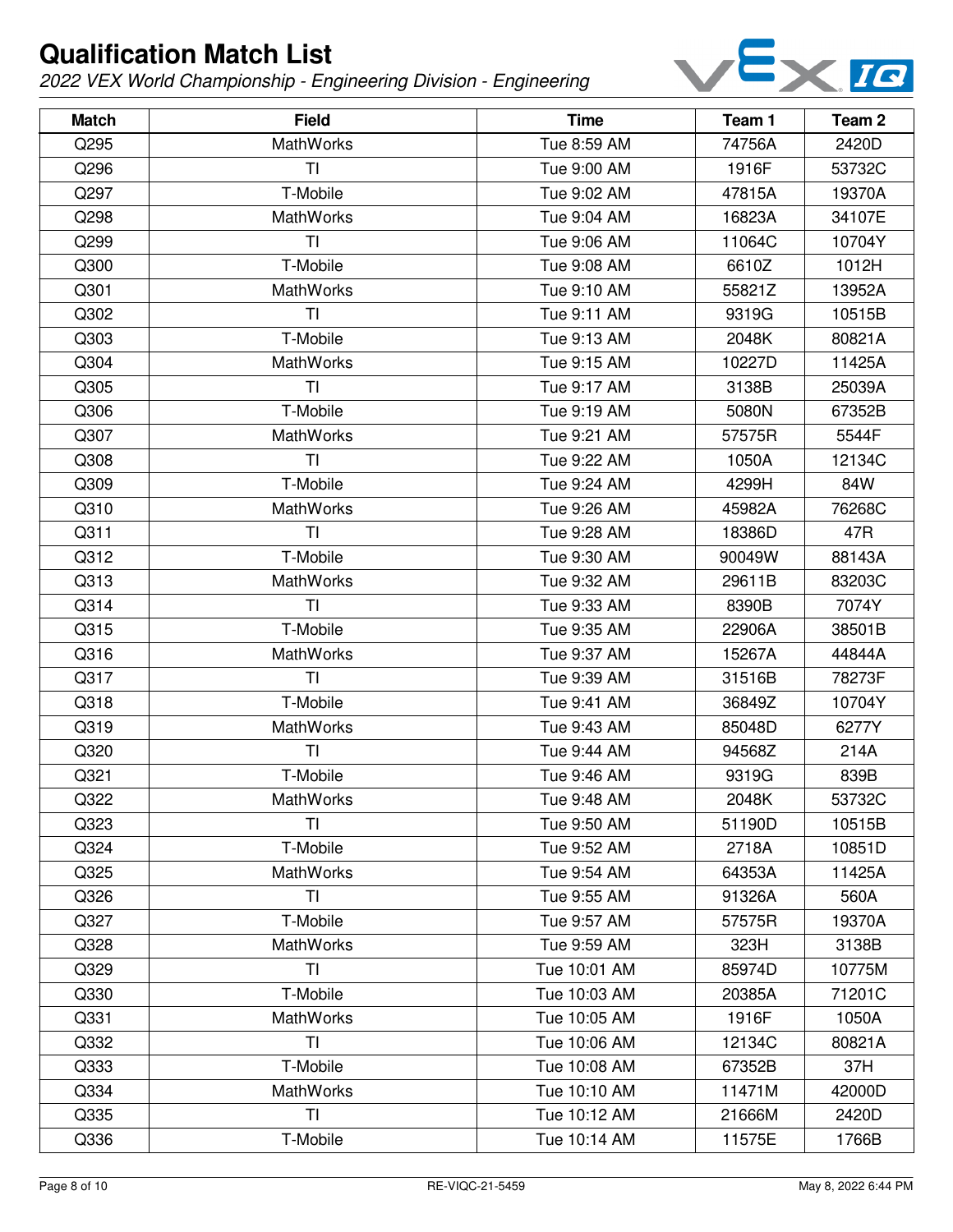# Qualification Match List

*2022 VEX World Championship - Engineering Division - Engineering*

| Match | Field | Time | Team 1 | Team 2 |
|---|---|---|---|---|
| Q295 | MathWorks | Tue 8:59 AM | 74756A | 2420D |
| Q296 | TI | Tue 9:00 AM | 1916F | 53732C |
| Q297 | T-Mobile | Tue 9:02 AM | 47815A | 19370A |
| Q298 | MathWorks | Tue 9:04 AM | 16823A | 34107E |
| Q299 | TI | Tue 9:06 AM | 11064C | 10704Y |
| Q300 | T-Mobile | Tue 9:08 AM | 6610Z | 1012H |
| Q301 | MathWorks | Tue 9:10 AM | 55821Z | 13952A |
| Q302 | TI | Tue 9:11 AM | 9319G | 10515B |
| Q303 | T-Mobile | Tue 9:13 AM | 2048K | 80821A |
| Q304 | MathWorks | Tue 9:15 AM | 10227D | 11425A |
| Q305 | TI | Tue 9:17 AM | 3138B | 25039A |
| Q306 | T-Mobile | Tue 9:19 AM | 5080N | 67352B |
| Q307 | MathWorks | Tue 9:21 AM | 57575R | 5544F |
| Q308 | TI | Tue 9:22 AM | 1050A | 12134C |
| Q309 | T-Mobile | Tue 9:24 AM | 4299H | 84W |
| Q310 | MathWorks | Tue 9:26 AM | 45982A | 76268C |
| Q311 | TI | Tue 9:28 AM | 18386D | 47R |
| Q312 | T-Mobile | Tue 9:30 AM | 90049W | 88143A |
| Q313 | MathWorks | Tue 9:32 AM | 29611B | 83203C |
| Q314 | TI | Tue 9:33 AM | 8390B | 7074Y |
| Q315 | T-Mobile | Tue 9:35 AM | 22906A | 38501B |
| Q316 | MathWorks | Tue 9:37 AM | 15267A | 44844A |
| Q317 | TI | Tue 9:39 AM | 31516B | 78273F |
| Q318 | T-Mobile | Tue 9:41 AM | 36849Z | 10704Y |
| Q319 | MathWorks | Tue 9:43 AM | 85048D | 6277Y |
| Q320 | TI | Tue 9:44 AM | 94568Z | 214A |
| Q321 | T-Mobile | Tue 9:46 AM | 9319G | 839B |
| Q322 | MathWorks | Tue 9:48 AM | 2048K | 53732C |
| Q323 | TI | Tue 9:50 AM | 51190D | 10515B |
| Q324 | T-Mobile | Tue 9:52 AM | 2718A | 10851D |
| Q325 | MathWorks | Tue 9:54 AM | 64353A | 11425A |
| Q326 | TI | Tue 9:55 AM | 91326A | 560A |
| Q327 | T-Mobile | Tue 9:57 AM | 57575R | 19370A |
| Q328 | MathWorks | Tue 9:59 AM | 323H | 3138B |
| Q329 | TI | Tue 10:01 AM | 85974D | 10775M |
| Q330 | T-Mobile | Tue 10:03 AM | 20385A | 71201C |
| Q331 | MathWorks | Tue 10:05 AM | 1916F | 1050A |
| Q332 | TI | Tue 10:06 AM | 12134C | 80821A |
| Q333 | T-Mobile | Tue 10:08 AM | 67352B | 37H |
| Q334 | MathWorks | Tue 10:10 AM | 11471M | 42000D |
| Q335 | TI | Tue 10:12 AM | 21666M | 2420D |
| Q336 | T-Mobile | Tue 10:14 AM | 11575E | 1766B |

RE-VIQC-21-5459 May 8, 2022 6:44 PM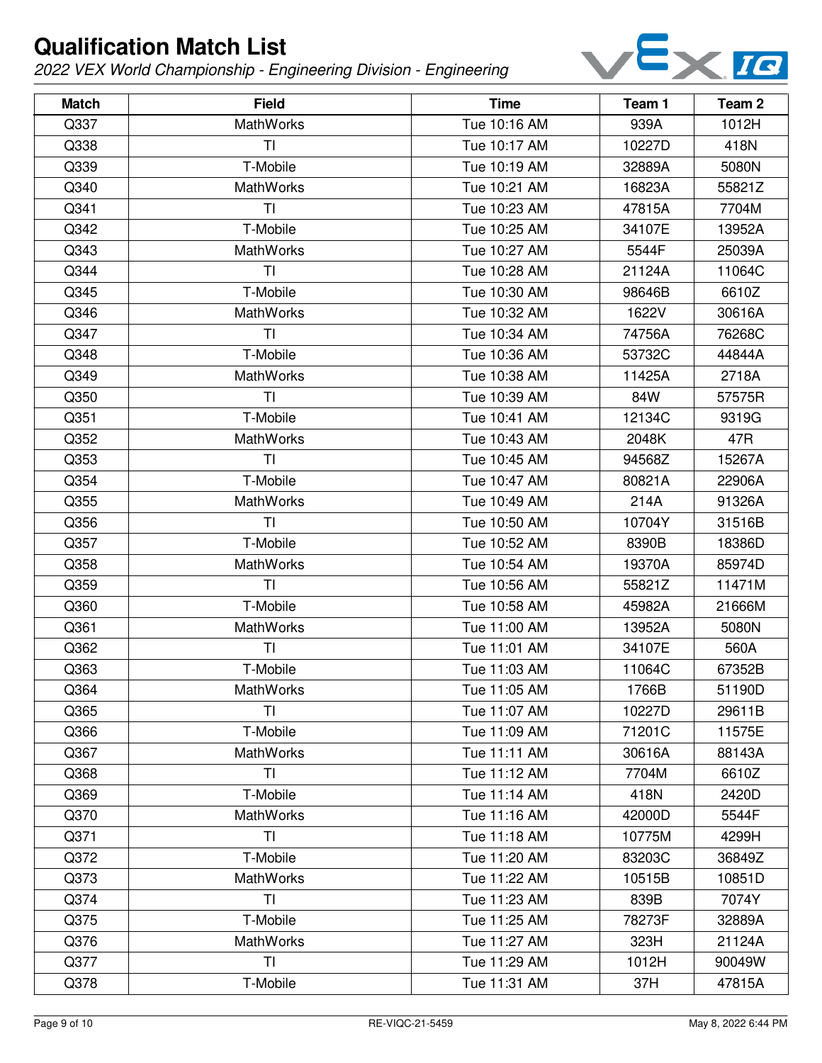# Qualification Match List

*2022 VEX World Championship - Engineering Division - Engineering*

| Match | Field | Time | Team 1 | Team 2 |
| --- | --- | --- | --- | --- |
| Q337 | MathWorks | Tue 10:16 AM | 939A | 1012H |
| Q338 | TI | Tue 10:17 AM | 10227D | 418N |
| Q339 | T-Mobile | Tue 10:19 AM | 32889A | 5080N |
| Q340 | MathWorks | Tue 10:21 AM | 16823A | 55821Z |
| Q341 | TI | Tue 10:23 AM | 47815A | 7704M |
| Q342 | T-Mobile | Tue 10:25 AM | 34107E | 13952A |
| Q343 | MathWorks | Tue 10:27 AM | 5544F | 25039A |
| Q344 | TI | Tue 10:28 AM | 21124A | 11064C |
| Q345 | T-Mobile | Tue 10:30 AM | 98646B | 6610Z |
| Q346 | MathWorks | Tue 10:32 AM | 1622V | 30616A |
| Q347 | TI | Tue 10:34 AM | 74756A | 76268C |
| Q348 | T-Mobile | Tue 10:36 AM | 53732C | 44844A |
| Q349 | MathWorks | Tue 10:38 AM | 11425A | 2718A |
| Q350 | TI | Tue 10:39 AM | 84W | 57575R |
| Q351 | T-Mobile | Tue 10:41 AM | 12134C | 9319G |
| Q352 | MathWorks | Tue 10:43 AM | 2048K | 47R |
| Q353 | TI | Tue 10:45 AM | 94568Z | 15267A |
| Q354 | T-Mobile | Tue 10:47 AM | 80821A | 22906A |
| Q355 | MathWorks | Tue 10:49 AM | 214A | 91326A |
| Q356 | TI | Tue 10:50 AM | 10704Y | 31516B |
| Q357 | T-Mobile | Tue 10:52 AM | 8390B | 18386D |
| Q358 | MathWorks | Tue 10:54 AM | 19370A | 85974D |
| Q359 | TI | Tue 10:56 AM | 55821Z | 11471M |
| Q360 | T-Mobile | Tue 10:58 AM | 45982A | 21666M |
| Q361 | MathWorks | Tue 11:00 AM | 13952A | 5080N |
| Q362 | TI | Tue 11:01 AM | 34107E | 560A |
| Q363 | T-Mobile | Tue 11:03 AM | 11064C | 67352B |
| Q364 | MathWorks | Tue 11:05 AM | 1766B | 51190D |
| Q365 | TI | Tue 11:07 AM | 10227D | 29611B |
| Q366 | T-Mobile | Tue 11:09 AM | 71201C | 11575E |
| Q367 | MathWorks | Tue 11:11 AM | 30616A | 88143A |
| Q368 | TI | Tue 11:12 AM | 7704M | 6610Z |
| Q369 | T-Mobile | Tue 11:14 AM | 418N | 2420D |
| Q370 | MathWorks | Tue 11:16 AM | 42000D | 5544F |
| Q371 | TI | Tue 11:18 AM | 10775M | 4299H |
| Q372 | T-Mobile | Tue 11:20 AM | 83203C | 36849Z |
| Q373 | MathWorks | Tue 11:22 AM | 10515B | 10851D |
| Q374 | TI | Tue 11:23 AM | 839B | 7074Y |
| Q375 | T-Mobile | Tue 11:25 AM | 78273F | 32889A |
| Q376 | MathWorks | Tue 11:27 AM | 323H | 21124A |
| Q377 | TI | Tue 11:29 AM | 1012H | 90049W |
| Q378 | T-Mobile | Tue 11:31 AM | 37H | 47815A |

RE-VIQC-21-5459

May 8, 2022 6:44 PM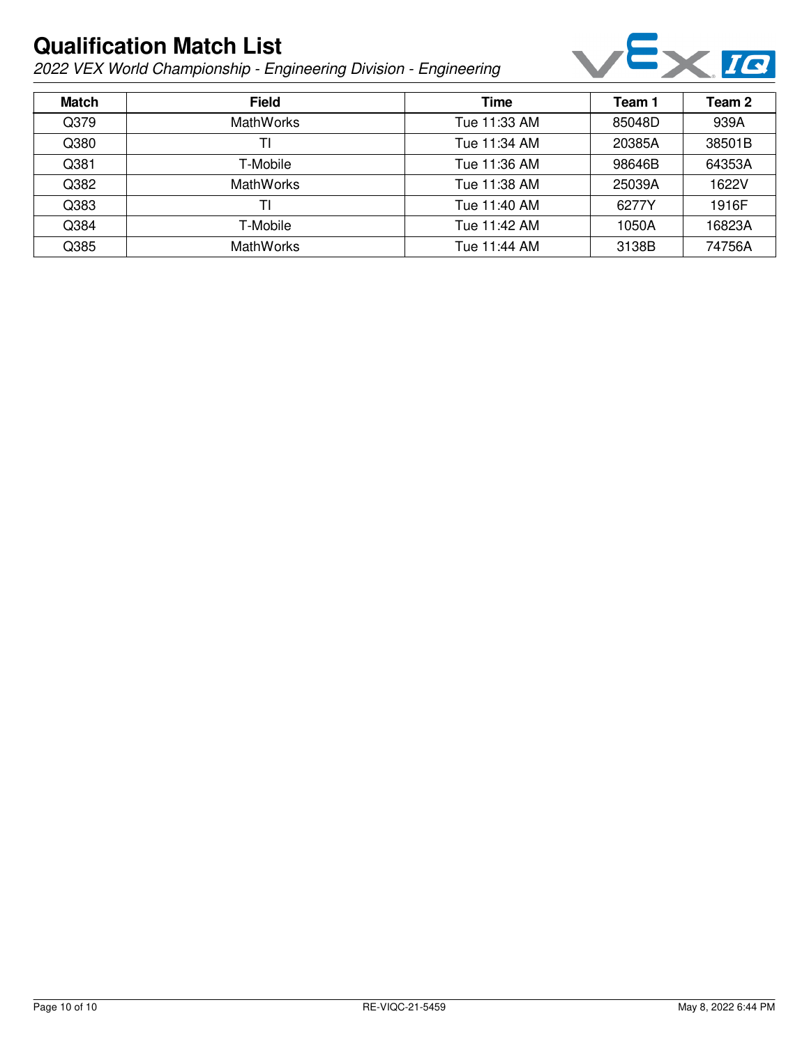# Qualification Match List

*2022 VEX World Championship - Engineering Division - Engineering*

| Match | Field | Time | Team 1 | Team 2 |
| --- | --- | --- | --- | --- |
| Q379 | MathWorks | Tue 11:33 AM | 85048D | 939A |
| Q380 | TI | Tue 11:34 AM | 20385A | 38501B |
| Q381 | T-Mobile | Tue 11:36 AM | 98646B | 64353A |
| Q382 | MathWorks | Tue 11:38 AM | 25039A | 1622V |
| Q383 | TI | Tue 11:40 AM | 6277Y | 1916F |
| Q384 | T-Mobile | Tue 11:42 AM | 1050A | 16823A |
| Q385 | MathWorks | Tue 11:44 AM | 3138B | 74756A |

RE-VIQC-21-5459

May 8, 2022 6:44 PM